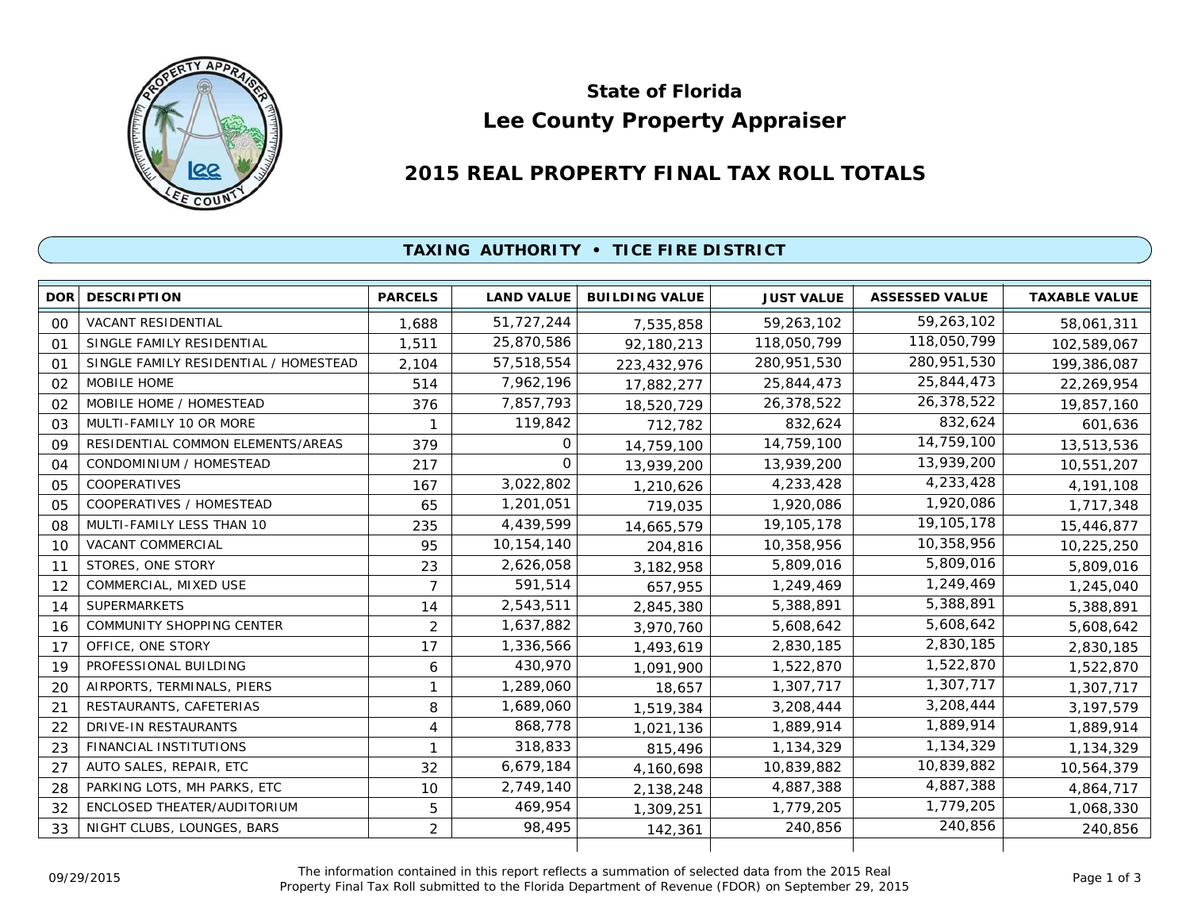# State of Florida

# Lee County Property Appraiser

## 2015 REAL PROPERTY FINAL TAX ROLL TOTALS

### TAXING AUTHORITY • TICE FIRE DISTRICT

| DOR | DESCRIPTION | PARCELS | LAND VALUE | BUILDING VALUE | JUST VALUE | ASSESSED VALUE | TAXABLE VALUE |
|---|---|---|---|---|---|---|---|
| 00 | VACANT RESIDENTIAL | 1,688 | 51,727,244 | 7,535,858 | 59,263,102 | 59,263,102 | 58,061,311 |
| 01 | SINGLE FAMILY RESIDENTIAL | 1,511 | 25,870,586 | 92,180,213 | 118,050,799 | 118,050,799 | 102,589,067 |
| 01 | SINGLE FAMILY RESIDENTIAL / HOMESTEAD | 2,104 | 57,518,554 | 223,432,976 | 280,951,530 | 280,951,530 | 199,386,087 |
| 02 | MOBILE HOME | 514 | 7,962,196 | 17,882,277 | 25,844,473 | 25,844,473 | 22,269,954 |
| 02 | MOBILE HOME / HOMESTEAD | 376 | 7,857,793 | 18,520,729 | 26,378,522 | 26,378,522 | 19,857,160 |
| 03 | MULTI-FAMILY 10 OR MORE | 1 | 119,842 | 712,782 | 832,624 | 832,624 | 601,636 |
| 09 | RESIDENTIAL COMMON ELEMENTS/AREAS | 379 | 0 | 14,759,100 | 14,759,100 | 14,759,100 | 13,513,536 |
| 04 | CONDOMINIUM / HOMESTEAD | 217 | 0 | 13,939,200 | 13,939,200 | 13,939,200 | 10,551,207 |
| 05 | COOPERATIVES | 167 | 3,022,802 | 1,210,626 | 4,233,428 | 4,233,428 | 4,191,108 |
| 05 | COOPERATIVES / HOMESTEAD | 65 | 1,201,051 | 719,035 | 1,920,086 | 1,920,086 | 1,717,348 |
| 08 | MULTI-FAMILY LESS THAN 10 | 235 | 4,439,599 | 14,665,579 | 19,105,178 | 19,105,178 | 15,446,877 |
| 10 | VACANT COMMERCIAL | 95 | 10,154,140 | 204,816 | 10,358,956 | 10,358,956 | 10,225,250 |
| 11 | STORES, ONE STORY | 23 | 2,626,058 | 3,182,958 | 5,809,016 | 5,809,016 | 5,809,016 |
| 12 | COMMERCIAL, MIXED USE | 7 | 591,514 | 657,955 | 1,249,469 | 1,249,469 | 1,245,040 |
| 14 | SUPERMARKETS | 14 | 2,543,511 | 2,845,380 | 5,388,891 | 5,388,891 | 5,388,891 |
| 16 | COMMUNITY SHOPPING CENTER | 2 | 1,637,882 | 3,970,760 | 5,608,642 | 5,608,642 | 5,608,642 |
| 17 | OFFICE, ONE STORY | 17 | 1,336,566 | 1,493,619 | 2,830,185 | 2,830,185 | 2,830,185 |
| 19 | PROFESSIONAL BUILDING | 6 | 430,970 | 1,091,900 | 1,522,870 | 1,522,870 | 1,522,870 |
| 20 | AIRPORTS, TERMINALS, PIERS | 1 | 1,289,060 | 18,657 | 1,307,717 | 1,307,717 | 1,307,717 |
| 21 | RESTAURANTS, CAFETERIAS | 8 | 1,689,060 | 1,519,384 | 3,208,444 | 3,208,444 | 3,197,579 |
| 22 | DRIVE-IN RESTAURANTS | 4 | 868,778 | 1,021,136 | 1,889,914 | 1,889,914 | 1,889,914 |
| 23 | FINANCIAL INSTITUTIONS | 1 | 318,833 | 815,496 | 1,134,329 | 1,134,329 | 1,134,329 |
| 27 | AUTO SALES, REPAIR, ETC | 32 | 6,679,184 | 4,160,698 | 10,839,882 | 10,839,882 | 10,564,379 |
| 28 | PARKING LOTS, MH PARKS, ETC | 10 | 2,749,140 | 2,138,248 | 4,887,388 | 4,887,388 | 4,864,717 |
| 32 | ENCLOSED THEATER/AUDITORIUM | 5 | 469,954 | 1,309,251 | 1,779,205 | 1,779,205 | 1,068,330 |
| 33 | NIGHT CLUBS, LOUNGES, BARS | 2 | 98,495 | 142,361 | 240,856 | 240,856 | 240,856 |

09/29/2015

The information contained in this report reflects a summation of selected data from the 2015 Real Property Final Tax Roll submitted to the Florida Department of Revenue (FDOR) on September 29, 2015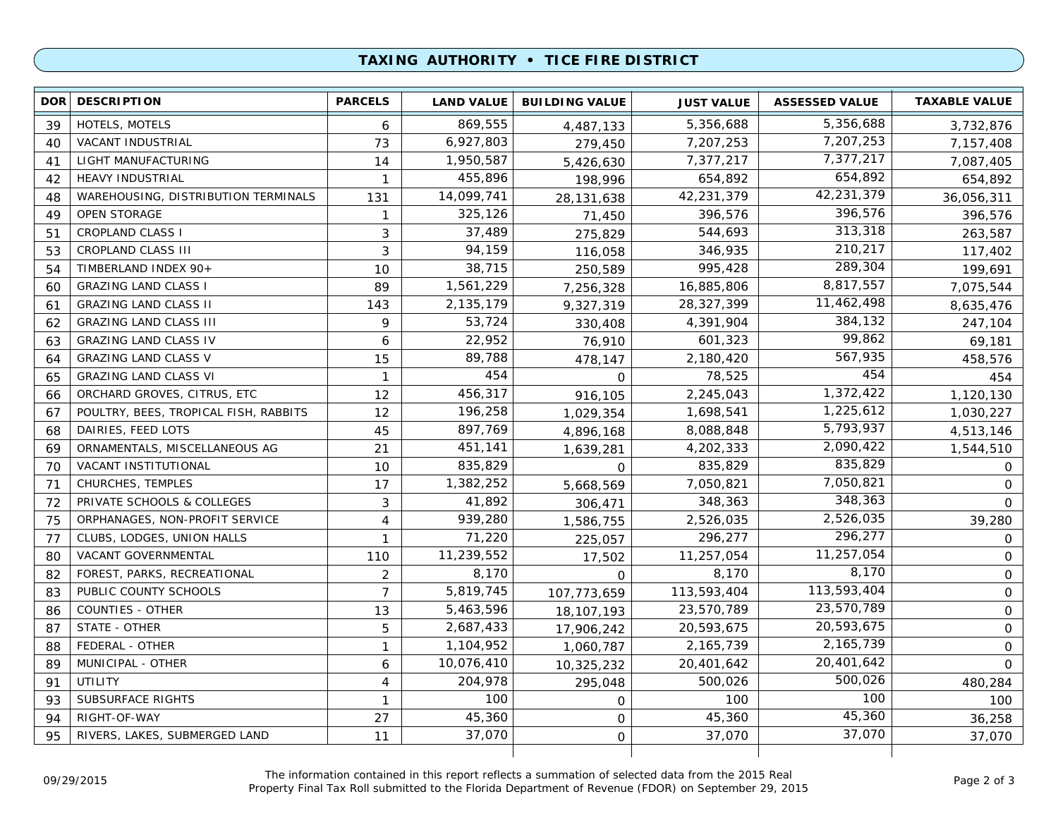## TAXING AUTHORITY • TICE FIRE DISTRICT

| DOR | DESCRIPTION | PARCELS | LAND VALUE | BUILDING VALUE | JUST VALUE | ASSESSED VALUE | TAXABLE VALUE |
|---|---|---|---|---|---|---|---|
| 39 | HOTELS, MOTELS | 6 | 869,555 | 4,487,133 | 5,356,688 | 5,356,688 | 3,732,876 |
| 40 | VACANT INDUSTRIAL | 73 | 6,927,803 | 279,450 | 7,207,253 | 7,207,253 | 7,157,408 |
| 41 | LIGHT MANUFACTURING | 14 | 1,950,587 | 5,426,630 | 7,377,217 | 7,377,217 | 7,087,405 |
| 42 | HEAVY INDUSTRIAL | 1 | 455,896 | 198,996 | 654,892 | 654,892 | 654,892 |
| 48 | WAREHOUSING, DISTRIBUTION TERMINALS | 131 | 14,099,741 | 28,131,638 | 42,231,379 | 42,231,379 | 36,056,311 |
| 49 | OPEN STORAGE | 1 | 325,126 | 71,450 | 396,576 | 396,576 | 396,576 |
| 51 | CROPLAND CLASS I | 3 | 37,489 | 275,829 | 544,693 | 313,318 | 263,587 |
| 53 | CROPLAND CLASS III | 3 | 94,159 | 116,058 | 346,935 | 210,217 | 117,402 |
| 54 | TIMBERLAND INDEX 90+ | 10 | 38,715 | 250,589 | 995,428 | 289,304 | 199,691 |
| 60 | GRAZING LAND CLASS I | 89 | 1,561,229 | 7,256,328 | 16,885,806 | 8,817,557 | 7,075,544 |
| 61 | GRAZING LAND CLASS II | 143 | 2,135,179 | 9,327,319 | 28,327,399 | 11,462,498 | 8,635,476 |
| 62 | GRAZING LAND CLASS III | 9 | 53,724 | 330,408 | 4,391,904 | 384,132 | 247,104 |
| 63 | GRAZING LAND CLASS IV | 6 | 22,952 | 76,910 | 601,323 | 99,862 | 69,181 |
| 64 | GRAZING LAND CLASS V | 15 | 89,788 | 478,147 | 2,180,420 | 567,935 | 458,576 |
| 65 | GRAZING LAND CLASS VI | 1 | 454 | 0 | 78,525 | 454 | 454 |
| 66 | ORCHARD GROVES, CITRUS, ETC | 12 | 456,317 | 916,105 | 2,245,043 | 1,372,422 | 1,120,130 |
| 67 | POULTRY, BEES, TROPICAL FISH, RABBITS | 12 | 196,258 | 1,029,354 | 1,698,541 | 1,225,612 | 1,030,227 |
| 68 | DAIRIES, FEED LOTS | 45 | 897,769 | 4,896,168 | 8,088,848 | 5,793,937 | 4,513,146 |
| 69 | ORNAMENTALS, MISCELLANEOUS AG | 21 | 451,141 | 1,639,281 | 4,202,333 | 2,090,422 | 1,544,510 |
| 70 | VACANT INSTITUTIONAL | 10 | 835,829 | 0 | 835,829 | 835,829 | 0 |
| 71 | CHURCHES, TEMPLES | 17 | 1,382,252 | 5,668,569 | 7,050,821 | 7,050,821 | 0 |
| 72 | PRIVATE SCHOOLS & COLLEGES | 3 | 41,892 | 306,471 | 348,363 | 348,363 | 0 |
| 75 | ORPHANAGES, NON-PROFIT SERVICE | 4 | 939,280 | 1,586,755 | 2,526,035 | 2,526,035 | 39,280 |
| 77 | CLUBS, LODGES, UNION HALLS | 1 | 71,220 | 225,057 | 296,277 | 296,277 | 0 |
| 80 | VACANT GOVERNMENTAL | 110 | 11,239,552 | 17,502 | 11,257,054 | 11,257,054 | 0 |
| 82 | FOREST, PARKS, RECREATIONAL | 2 | 8,170 | 0 | 8,170 | 8,170 | 0 |
| 83 | PUBLIC COUNTY SCHOOLS | 7 | 5,819,745 | 107,773,659 | 113,593,404 | 113,593,404 | 0 |
| 86 | COUNTIES - OTHER | 13 | 5,463,596 | 18,107,193 | 23,570,789 | 23,570,789 | 0 |
| 87 | STATE - OTHER | 5 | 2,687,433 | 17,906,242 | 20,593,675 | 20,593,675 | 0 |
| 88 | FEDERAL - OTHER | 1 | 1,104,952 | 1,060,787 | 2,165,739 | 2,165,739 | 0 |
| 89 | MUNICIPAL - OTHER | 6 | 10,076,410 | 10,325,232 | 20,401,642 | 20,401,642 | 0 |
| 91 | UTILITY | 4 | 204,978 | 295,048 | 500,026 | 500,026 | 480,284 |
| 93 | SUBSURFACE RIGHTS | 1 | 100 | 0 | 100 | 100 | 100 |
| 94 | RIGHT-OF-WAY | 27 | 45,360 | 0 | 45,360 | 45,360 | 36,258 |
| 95 | RIVERS, LAKES, SUBMERGED LAND | 11 | 37,070 | 0 | 37,070 | 37,070 | 37,070 |

09/29/2015

The information contained in this report reflects a summation of selected data from the 2015 Real Property Final Tax Roll submitted to the Florida Department of Revenue (FDOR) on September 29, 2015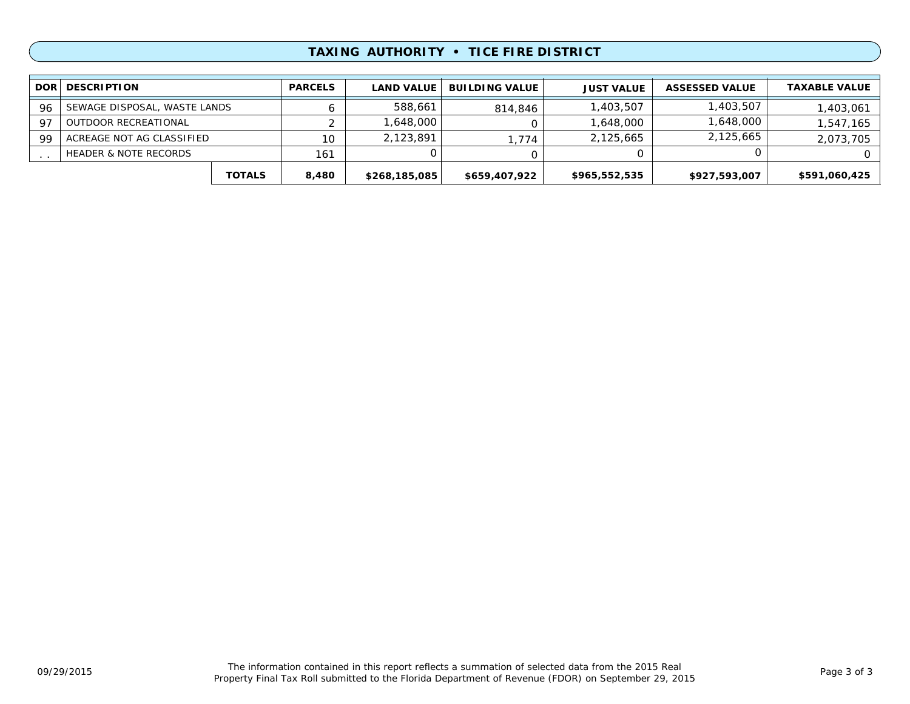## TAXING AUTHORITY • TICE FIRE DISTRICT

| DOR | DESCRIPTION | PARCELS | LAND VALUE | BUILDING VALUE | JUST VALUE | ASSESSED VALUE | TAXABLE VALUE |
|---|---|---|---|---|---|---|---|
| 96 | SEWAGE DISPOSAL, WASTE LANDS | 6 | 588,661 | 814,846 | 1,403,507 | 1,403,507 | 1,403,061 |
| 97 | OUTDOOR RECREATIONAL | 2 | 1,648,000 | 0 | 1,648,000 | 1,648,000 | 1,547,165 |
| 99 | ACREAGE NOT AG CLASSIFIED | 10 | 2,123,891 | 1,774 | 2,125,665 | 2,125,665 | 2,073,705 |
| . . | HEADER & NOTE RECORDS | 161 | 0 | 0 | 0 | 0 | 0 |
| | **TOTALS** | **8,480** | **$268,185,085** | **$659,407,922** | **$965,552,535** | **$927,593,007** | **$591,060,425** |

09/29/2015

The information contained in this report reflects a summation of selected data from the 2015 Real Property Final Tax Roll submitted to the Florida Department of Revenue (FDOR) on September 29, 2015